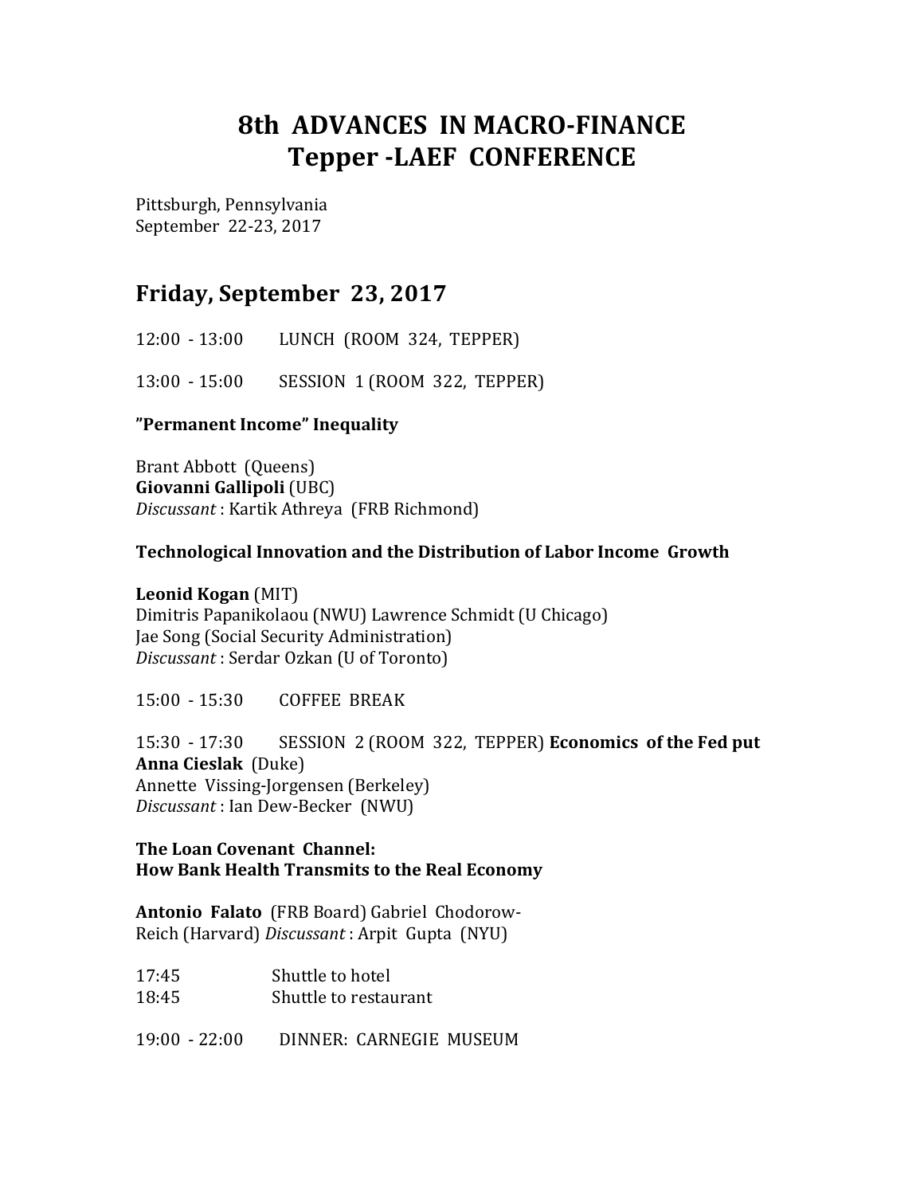# 8th ADVANCES IN MACRO-FINANCE Tepper -LAEF CONFERENCE

Pittsburgh, Pennsylvania
September 22-23, 2017

## Friday, September 23, 2017

12:00 - 13:00 LUNCH (ROOM 324, TEPPER)

13:00 - 15:00 SESSION 1 (ROOM 322, TEPPER)

**"Permanent Income" Inequality**

Brant Abbott (Queens)
**Giovanni Gallipoli** (UBC)
*Discussant* : Kartik Athreya (FRB Richmond)

**Technological Innovation and the Distribution of Labor Income Growth**

**Leonid Kogan** (MIT)
Dimitris Papanikolaou (NWU) Lawrence Schmidt (U Chicago)
Jae Song (Social Security Administration)
*Discussant* : Serdar Ozkan (U of Toronto)

15:00 - 15:30 COFFEE BREAK

15:30 - 17:30 SESSION 2 (ROOM 322, TEPPER) **Economics of the Fed put**
**Anna Cieslak** (Duke)
Annette Vissing-Jorgensen (Berkeley)
*Discussant* : Ian Dew-Becker (NWU)

**The Loan Covenant Channel:**
**How Bank Health Transmits to the Real Economy**

**Antonio Falato** (FRB Board) Gabriel Chodorow-Reich (Harvard) *Discussant* : Arpit Gupta (NYU)

17:45 Shuttle to hotel
18:45 Shuttle to restaurant

19:00 - 22:00 DINNER: CARNEGIE MUSEUM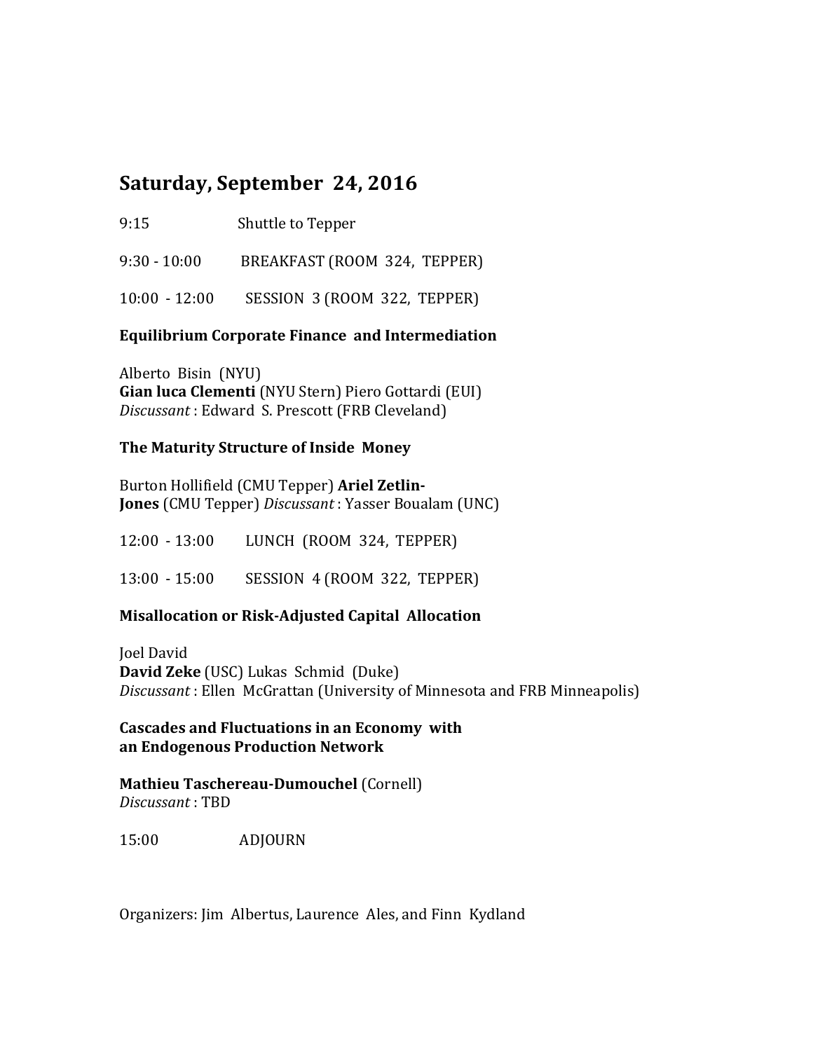## Saturday, September 24, 2016

9:15 Shuttle to Tepper

9:30 - 10:00 BREAKFAST (ROOM 324, TEPPER)

10:00 - 12:00 SESSION 3 (ROOM 322, TEPPER)

**Equilibrium Corporate Finance and Intermediation**

Alberto Bisin (NYU)
**Gian luca Clementi** (NYU Stern) Piero Gottardi (EUI)
*Discussant* : Edward S. Prescott (FRB Cleveland)

**The Maturity Structure of Inside Money**

Burton Hollifield (CMU Tepper) **Ariel Zetlin-Jones** (CMU Tepper) *Discussant* : Yasser Boualam (UNC)

12:00 - 13:00 LUNCH (ROOM 324, TEPPER)

13:00 - 15:00 SESSION 4 (ROOM 322, TEPPER)

**Misallocation or Risk-Adjusted Capital Allocation**

Joel David
**David Zeke** (USC) Lukas Schmid (Duke)
*Discussant* : Ellen McGrattan (University of Minnesota and FRB Minneapolis)

**Cascades and Fluctuations in an Economy with an Endogenous Production Network**

**Mathieu Taschereau-Dumouchel** (Cornell)
*Discussant* : TBD

15:00 ADJOURN

Organizers: Jim Albertus, Laurence Ales, and Finn Kydland